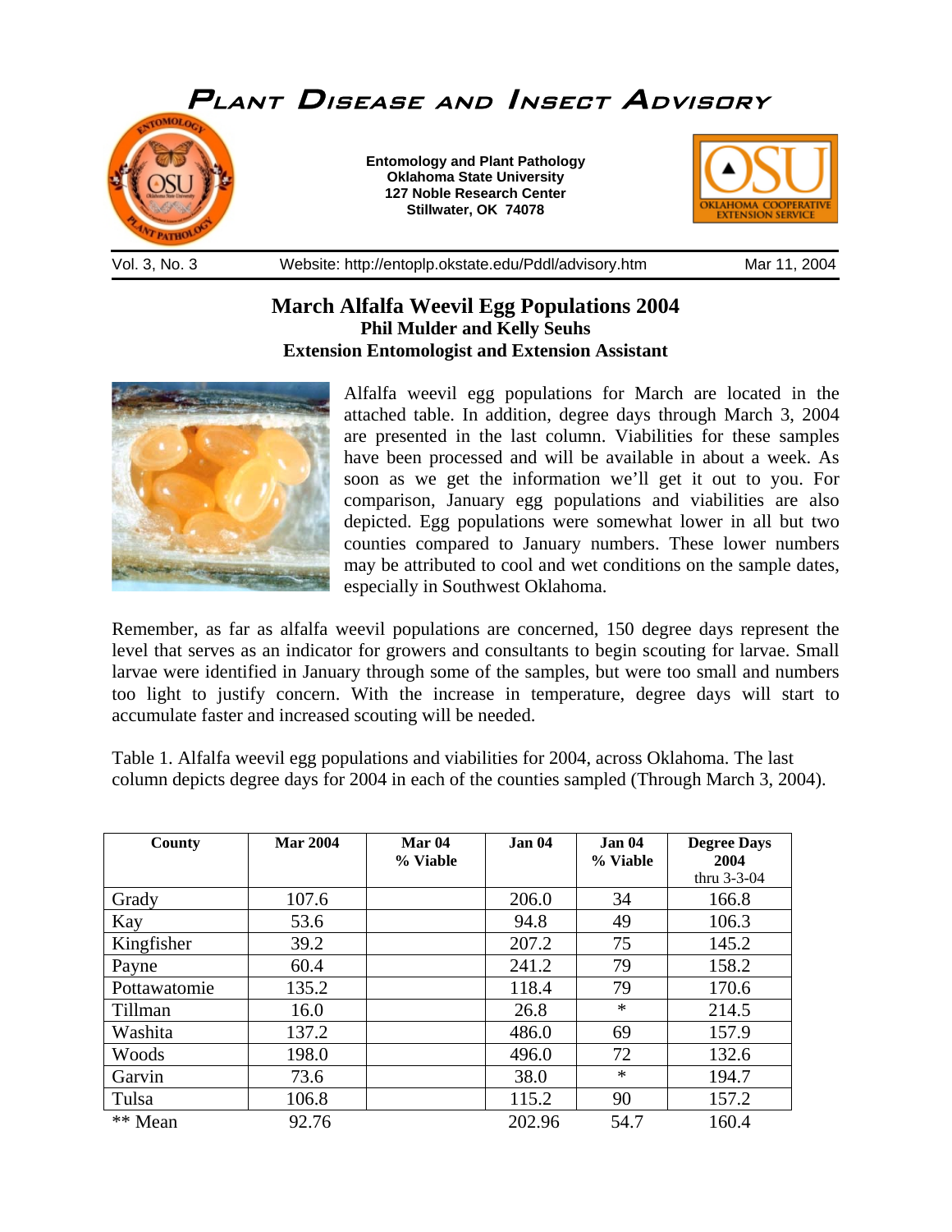# Plant Disease and Insect Advisory

**Entomology and Plant Pathology**
**Oklahoma State University**
**127 Noble Research Center**
**Stillwater, OK 74078**

Vol. 3, No. 3 — Website: http://entoplp.okstate.edu/Pddl/advisory.htm — Mar 11, 2004

## March Alfalfa Weevil Egg Populations 2004

**Phil Mulder and Kelly Seuhs**
**Extension Entomologist and Extension Assistant**

Alfalfa weevil egg populations for March are located in the attached table. In addition, degree days through March 3, 2004 are presented in the last column. Viabilities for these samples have been processed and will be available in about a week. As soon as we get the information we'll get it out to you. For comparison, January egg populations and viabilities are also depicted. Egg populations were somewhat lower in all but two counties compared to January numbers. These lower numbers may be attributed to cool and wet conditions on the sample dates, especially in Southwest Oklahoma.

Remember, as far as alfalfa weevil populations are concerned, 150 degree days represent the level that serves as an indicator for growers and consultants to begin scouting for larvae. Small larvae were identified in January through some of the samples, but were too small and numbers too light to justify concern. With the increase in temperature, degree days will start to accumulate faster and increased scouting will be needed.

Table 1. Alfalfa weevil egg populations and viabilities for 2004, across Oklahoma. The last column depicts degree days for 2004 in each of the counties sampled (Through March 3, 2004).

| County | Mar 2004 | Mar 04 % Viable | Jan 04 | Jan 04 % Viable | Degree Days 2004 thru 3-3-04 |
|---|---|---|---|---|---|
| Grady | 107.6 | | 206.0 | 34 | 166.8 |
| Kay | 53.6 | | 94.8 | 49 | 106.3 |
| Kingfisher | 39.2 | | 207.2 | 75 | 145.2 |
| Payne | 60.4 | | 241.2 | 79 | 158.2 |
| Pottawatomie | 135.2 | | 118.4 | 79 | 170.6 |
| Tillman | 16.0 | | 26.8 | * | 214.5 |
| Washita | 137.2 | | 486.0 | 69 | 157.9 |
| Woods | 198.0 | | 496.0 | 72 | 132.6 |
| Garvin | 73.6 | | 38.0 | * | 194.7 |
| Tulsa | 106.8 | | 115.2 | 90 | 157.2 |
| ** Mean | 92.76 | | 202.96 | 54.7 | 160.4 |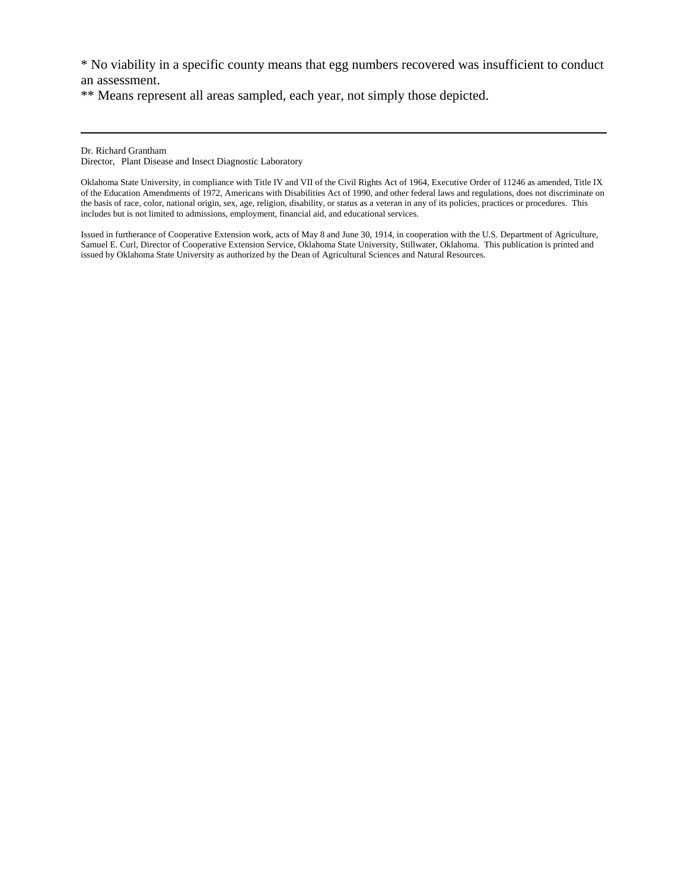* No viability in a specific county means that egg numbers recovered was insufficient to conduct an assessment.
** Means represent all areas sampled, each year, not simply those depicted.

---

Dr. Richard Grantham
Director, Plant Disease and Insect Diagnostic Laboratory

Oklahoma State University, in compliance with Title IV and VII of the Civil Rights Act of 1964, Executive Order of 11246 as amended, Title IX of the Education Amendments of 1972, Americans with Disabilities Act of 1990, and other federal laws and regulations, does not discriminate on the basis of race, color, national origin, sex, age, religion, disability, or status as a veteran in any of its policies, practices or procedures. This includes but is not limited to admissions, employment, financial aid, and educational services.

Issued in furtherance of Cooperative Extension work, acts of May 8 and June 30, 1914, in cooperation with the U.S. Department of Agriculture, Samuel E. Curl, Director of Cooperative Extension Service, Oklahoma State University, Stillwater, Oklahoma. This publication is printed and issued by Oklahoma State University as authorized by the Dean of Agricultural Sciences and Natural Resources.